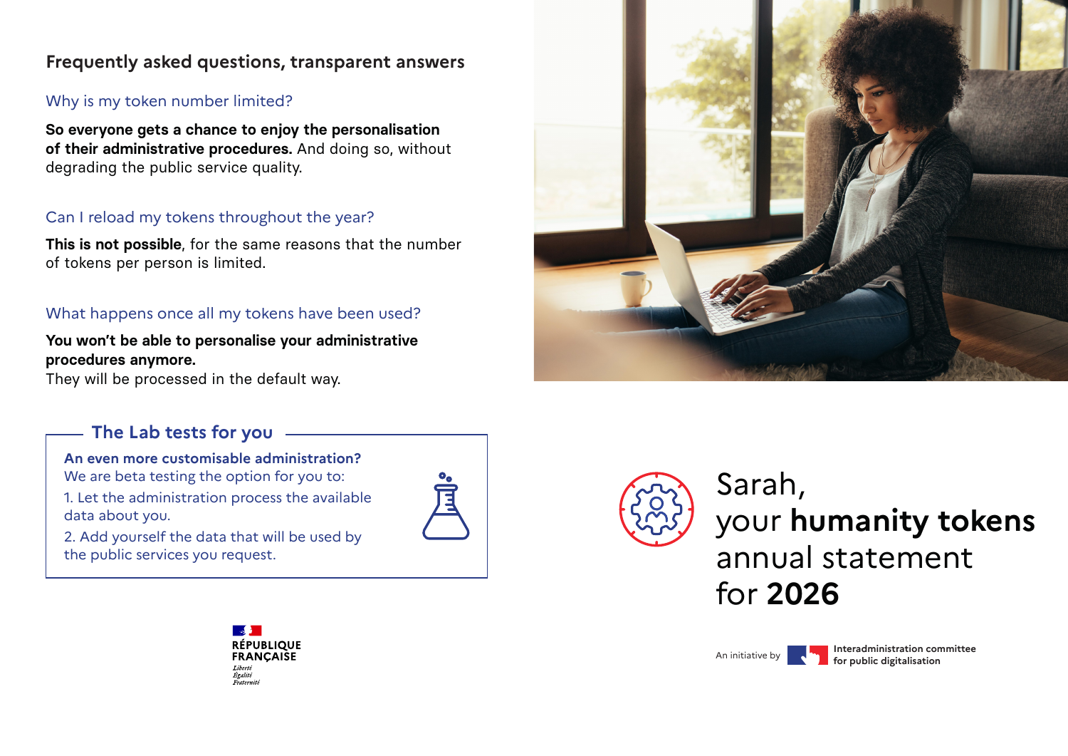## Frequently asked questions, transparent answers

### Why is my token number limited?

**So everyone gets a chance to enjoy the personalisation of their administrative procedures.** And doing so, without degrading the public service quality.

### Can I reload my tokens throughout the year?

**This is not possible**, for the same reasons that the number of tokens per person is limited.

### What happens once all my tokens have been used?

**You won't be able to personalise your administrative procedures anymore.**
They will be processed in the default way.

### The Lab tests for you

**An even more customisable administration?**
We are beta testing the option for you to:

1. Let the administration process the available data about you.
2. Add yourself the data that will be used by the public services you request.

RÉPUBLIQUE FRANÇAISE
*Liberté Égalité Fraternité*

# Sarah, your **humanity tokens** annual statement for **2026**

An initiative by **Interadministration committee for public digitalisation**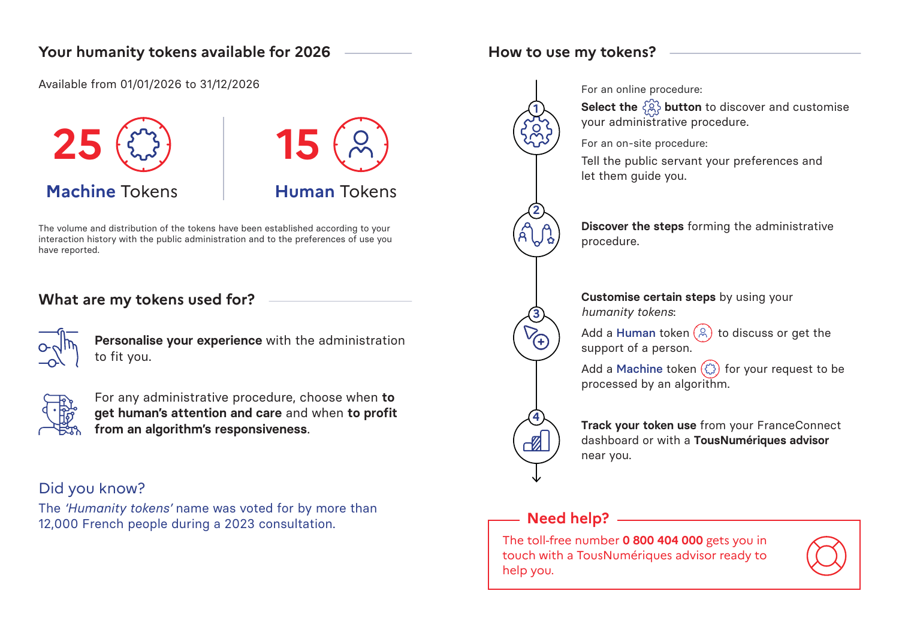## Your humanity tokens available for 2026

Available from 01/01/2026 to 31/12/2026

**25** **Machine** Tokens

**15** **Human** Tokens

The volume and distribution of the tokens have been established according to your interaction history with the public administration and to the preferences of use you have reported.

## What are my tokens used for?

**Personalise your experience** with the administration to fit you.

For any administrative procedure, choose when **to get human's attention and care** and when **to profit from an algorithm's responsiveness**.

### Did you know?

The *'Humanity tokens'* name was voted for by more than 12,000 French people during a 2023 consultation.

## How to use my tokens?

1. For an online procedure:

   **Select the button** to discover and customise your administrative procedure.

   For an on-site procedure:

   Tell the public servant your preferences and let them guide you.

2. **Discover the steps** forming the administrative procedure.

3. **Customise certain steps** by using your *humanity tokens*:

   Add a **Human** token to discuss or get the support of a person.

   Add a **Machine** token for your request to be processed by an algorithm.

4. **Track your token use** from your FranceConnect dashboard or with a **TousNumériques advisor** near you.

### Need help?

The toll-free number **0 800 404 000** gets you in touch with a TousNumériques advisor ready to help you.